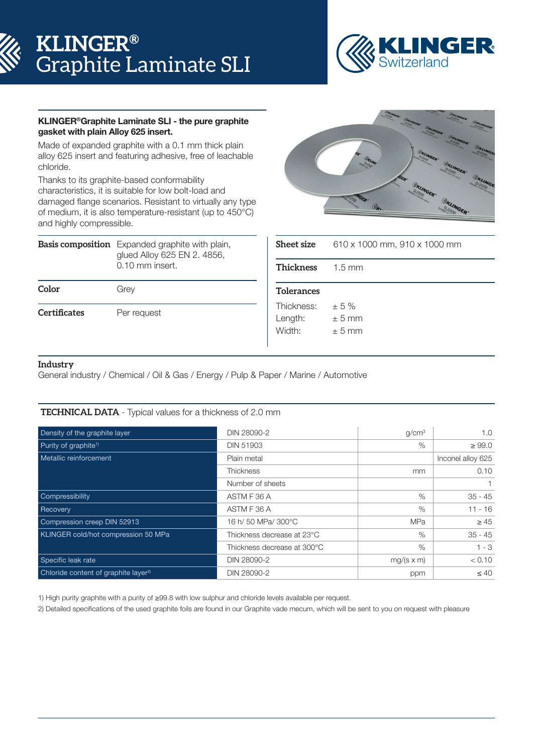# KLINGER® Graphite Laminate SLI

KLINGER Switzerland

**KLINGER®Graphite Laminate SLI - the pure graphite gasket with plain Alloy 625 insert.**

Made of expanded graphite with a 0.1 mm thick plain alloy 625 insert and featuring adhesive, free of leachable chloride.

Thanks to its graphite-based conformability characteristics, it is suitable for low bolt-load and damaged flange scenarios. Resistant to virtually any type of medium, it is also temperature-resistant (up to 450°C) and highly compressible.

| | |
|---|---|
| **Basis composition** | Expanded graphite with plain, glued Alloy 625 EN 2. 4856, 0.10 mm insert. |
| **Color** | Grey |
| **Certificates** | Per request |

| | |
|---|---|
| **Sheet size** | 610 x 1000 mm, 910 x 1000 mm |
| **Thickness** | 1.5 mm |
| **Tolerances** | |
| Thickness: | ± 5 % |
| Length: | ± 5 mm |
| Width: | ± 5 mm |

**Industry**

General industry / Chemical / Oil & Gas / Energy / Pulp & Paper / Marine / Automotive

**TECHNICAL DATA** - Typical values for a thickness of 2.0 mm

| | | | |
|---|---|---|---|
| Density of the graphite layer | DIN 28090-2 | g/cm³ | 1.0 |
| Purity of graphite[1] | DIN 51903 | % | ≥ 99.0 |
| Metallic reinforcement | Plain metal | | Inconel alloy 625 |
| | Thickness | mm | 0.10 |
| | Number of sheets | | 1 |
| Compressibility | ASTM F 36 A | % | 35 - 45 |
| Recovery | ASTM F 36 A | % | 11 - 16 |
| Compression creep DIN 52913 | 16 h/ 50 MPa/ 300°C | MPa | ≥ 45 |
| KLINGER cold/hot compression 50 MPa | Thickness decrease at 23°C | % | 35 - 45 |
| | Thickness decrease at 300°C | % | 1 - 3 |
| Specific leak rate | DIN 28090-2 | mg/(s x m) | < 0.10 |
| Chloride content of graphite layer[2] | DIN 28090-2 | ppm | ≤ 40 |

1) High purity graphite with a purity of ≥99.8 with low sulphur and chloride levels available per request.

2) Detailed specifications of the used graphite foils are found in our Graphite vade mecum, which will be sent to you on request with pleasure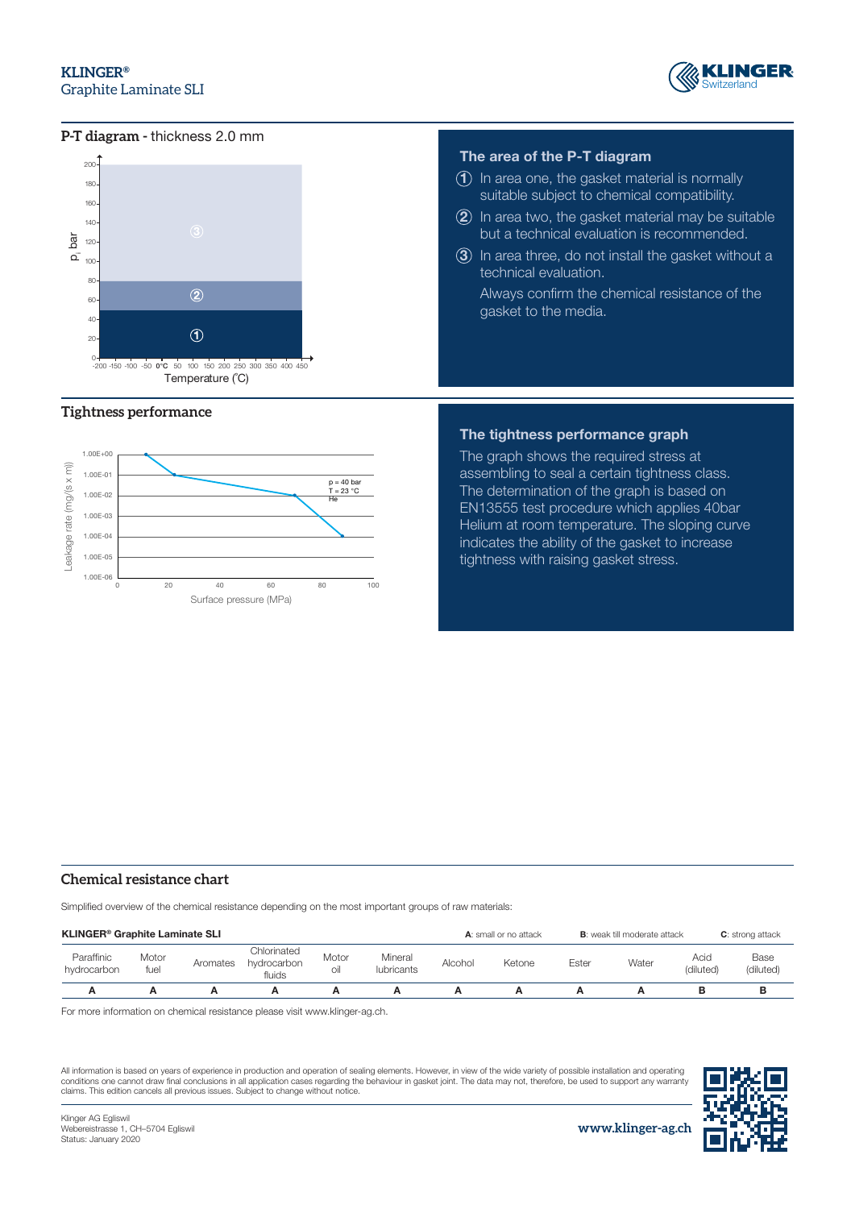## P-T diagram - thickness 2.0 mm

200
180
160
140
120
100
80
60
40
20
0

p, bar

③
②
①

-200 -150 -100 -50 0°C 50 100 150 200 250 300 350 400 450

Temperature (°C)

### The area of the P-T diagram

① In area one, the gasket material is normally suitable subject to chemical compatibility.

② In area two, the gasket material may be suitable but a technical evaluation is recommended.

③ In area three, do not install the gasket without a technical evaluation.

Always confirm the chemical resistance of the gasket to the media.

## Tightness performance

1.00E+00
1.00E-01
1.00E-02
1.00E-03
1.00E-04
1.00E-05
1.00E-06

Leakage rate (mg/(s x m))

p = 40 bar
T = 23 °C
He

0 20 40 60 80 100

Surface pressure (MPa)

### The tightness performance graph

The graph shows the required stress at assembling to seal a certain tightness class. The determination of the graph is based on EN13555 test procedure which applies 40bar Helium at room temperature. The sloping curve indicates the ability of the gasket to increase tightness with raising gasket stress.

## Chemical resistance chart

Simplified overview of the chemical resistance depending on the most important groups of raw materials:

**KLINGER® Graphite Laminate SLI** — **A**: small or no attack — **B**: weak till moderate attack — **C**: strong attack

| Paraffinic hydrocarbon | Motor fuel | Aromates | Chlorinated hydrocarbon fluids | Motor oil | Mineral lubricants | Alcohol | Ketone | Ester | Water | Acid (diluted) | Base (diluted) |
|---|---|---|---|---|---|---|---|---|---|---|---|
| A | A | A | A | A | A | A | A | A | A | B | B |

For more information on chemical resistance please visit www.klinger-ag.ch.

All information is based on years of experience in production and operation of sealing elements. However, in view of the wide variety of possible installation and operating conditions one cannot draw final conclusions in all application cases regarding the behaviour in gasket joint. The data may not, therefore, be used to support any warranty claims. This edition cancels all previous issues. Subject to change without notice.

Klinger AG Egliswil
Webereistrasse 1, CH–5704 Egliswil
Status: January 2020

**www.klinger-ag.ch**